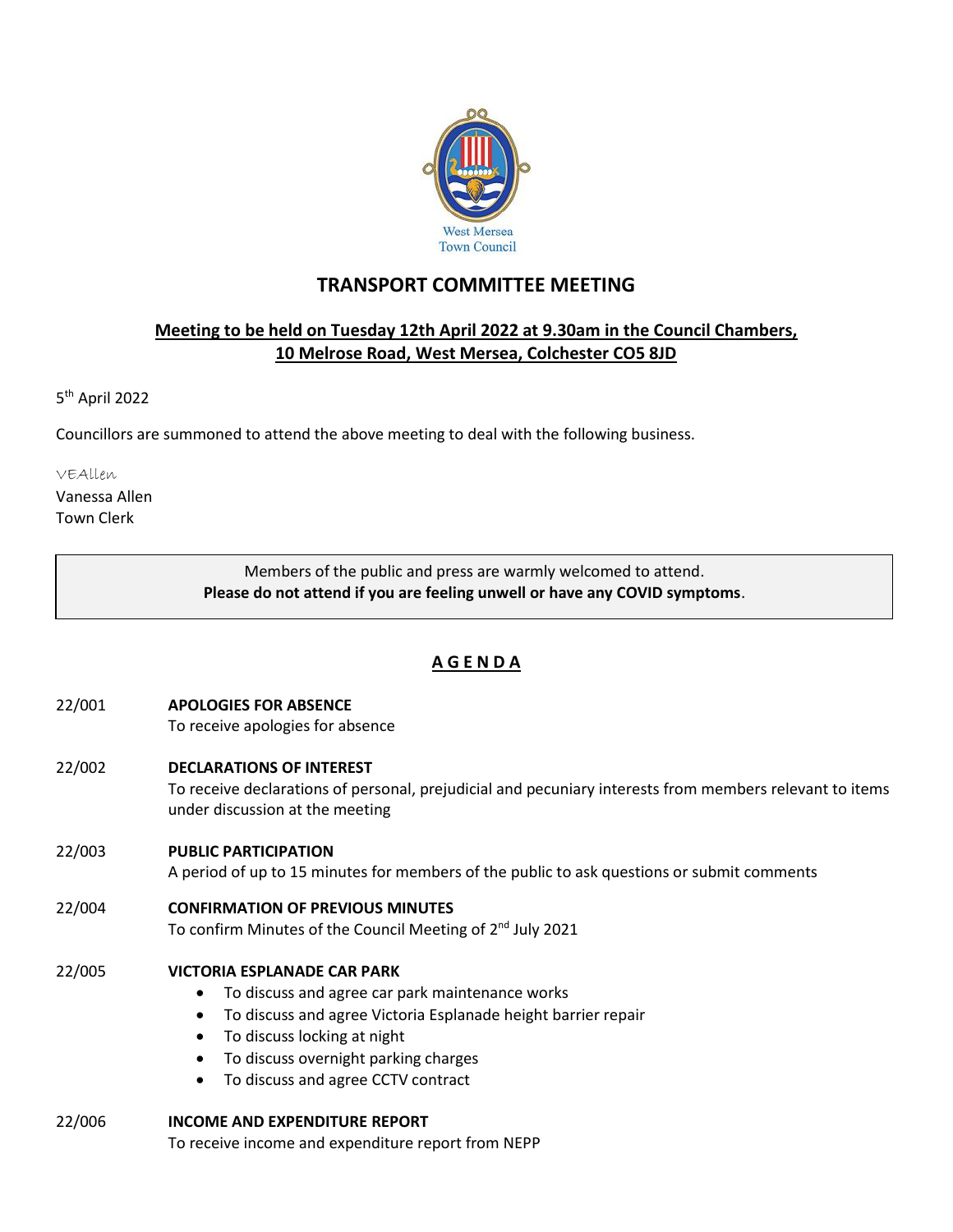West Mersea Town Council

# TRANSPORT COMMITTEE MEETING

**Meeting to be held on Tuesday 12th April 2022 at 9.30am in the Council Chambers, 10 Melrose Road, West Mersea, Colchester CO5 8JD**

5th April 2022

Councillors are summoned to attend the above meeting to deal with the following business.

VEAllen

Vanessa Allen
Town Clerk

> Members of the public and press are warmly welcomed to attend.
> **Please do not attend if you are feeling unwell or have any COVID symptoms**.

## A G E N D A

22/001 **APOLOGIES FOR ABSENCE**
To receive apologies for absence

22/002 **DECLARATIONS OF INTEREST**
To receive declarations of personal, prejudicial and pecuniary interests from members relevant to items under discussion at the meeting

22/003 **PUBLIC PARTICIPATION**
A period of up to 15 minutes for members of the public to ask questions or submit comments

22/004 **CONFIRMATION OF PREVIOUS MINUTES**
To confirm Minutes of the Council Meeting of 2nd July 2021

22/005 **VICTORIA ESPLANADE CAR PARK**

- To discuss and agree car park maintenance works
- To discuss and agree Victoria Esplanade height barrier repair
- To discuss locking at night
- To discuss overnight parking charges
- To discuss and agree CCTV contract

22/006 **INCOME AND EXPENDITURE REPORT**
To receive income and expenditure report from NEPP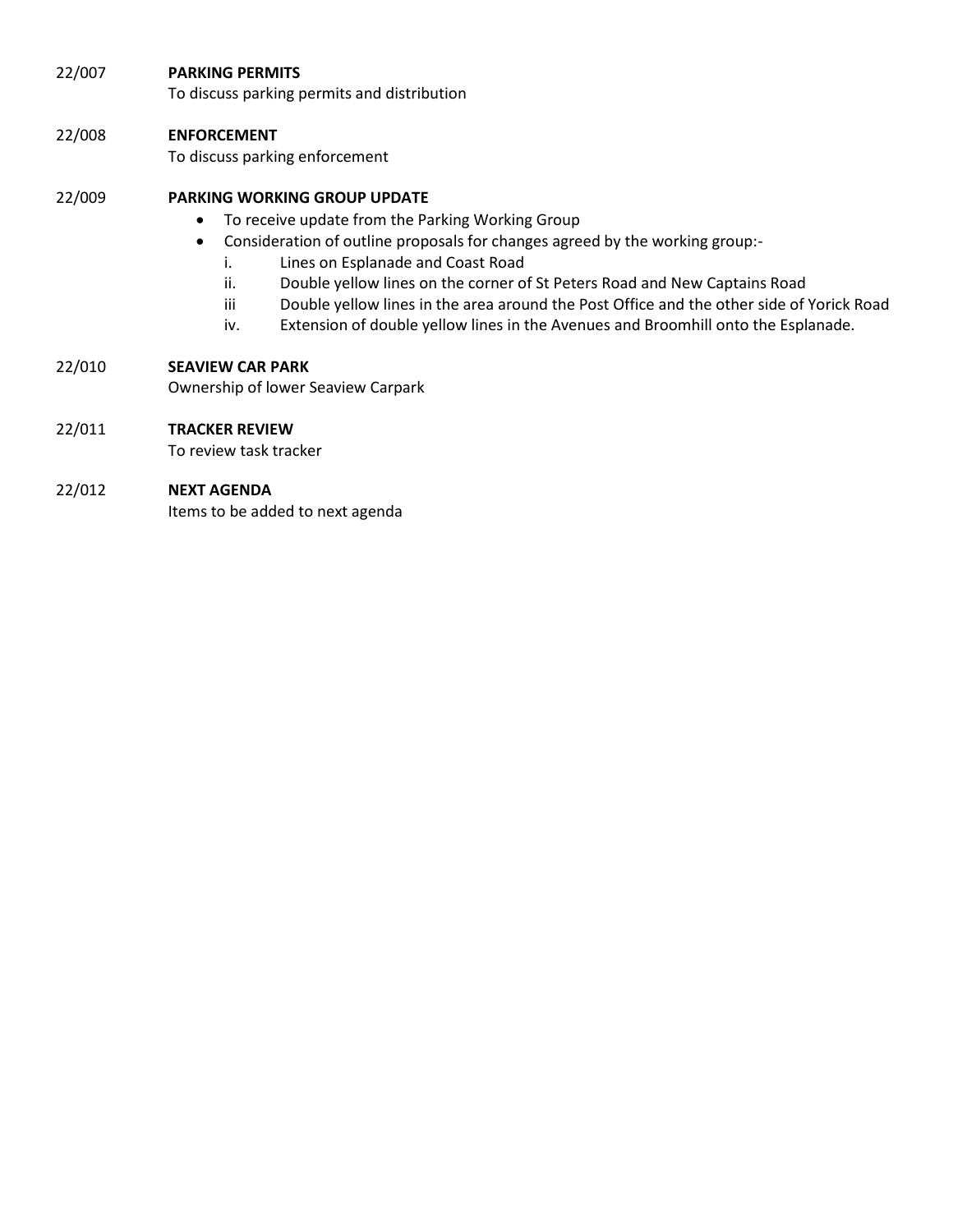22/007 **PARKING PERMITS**

To discuss parking permits and distribution

22/008 **ENFORCEMENT**

To discuss parking enforcement

22/009 **PARKING WORKING GROUP UPDATE**

- To receive update from the Parking Working Group
- Consideration of outline proposals for changes agreed by the working group:-
  - i. Lines on Esplanade and Coast Road
  - ii. Double yellow lines on the corner of St Peters Road and New Captains Road
  - iii Double yellow lines in the area around the Post Office and the other side of Yorick Road
  - iv. Extension of double yellow lines in the Avenues and Broomhill onto the Esplanade.

22/010 **SEAVIEW CAR PARK**

Ownership of lower Seaview Carpark

22/011 **TRACKER REVIEW**

To review task tracker

22/012 **NEXT AGENDA**

Items to be added to next agenda